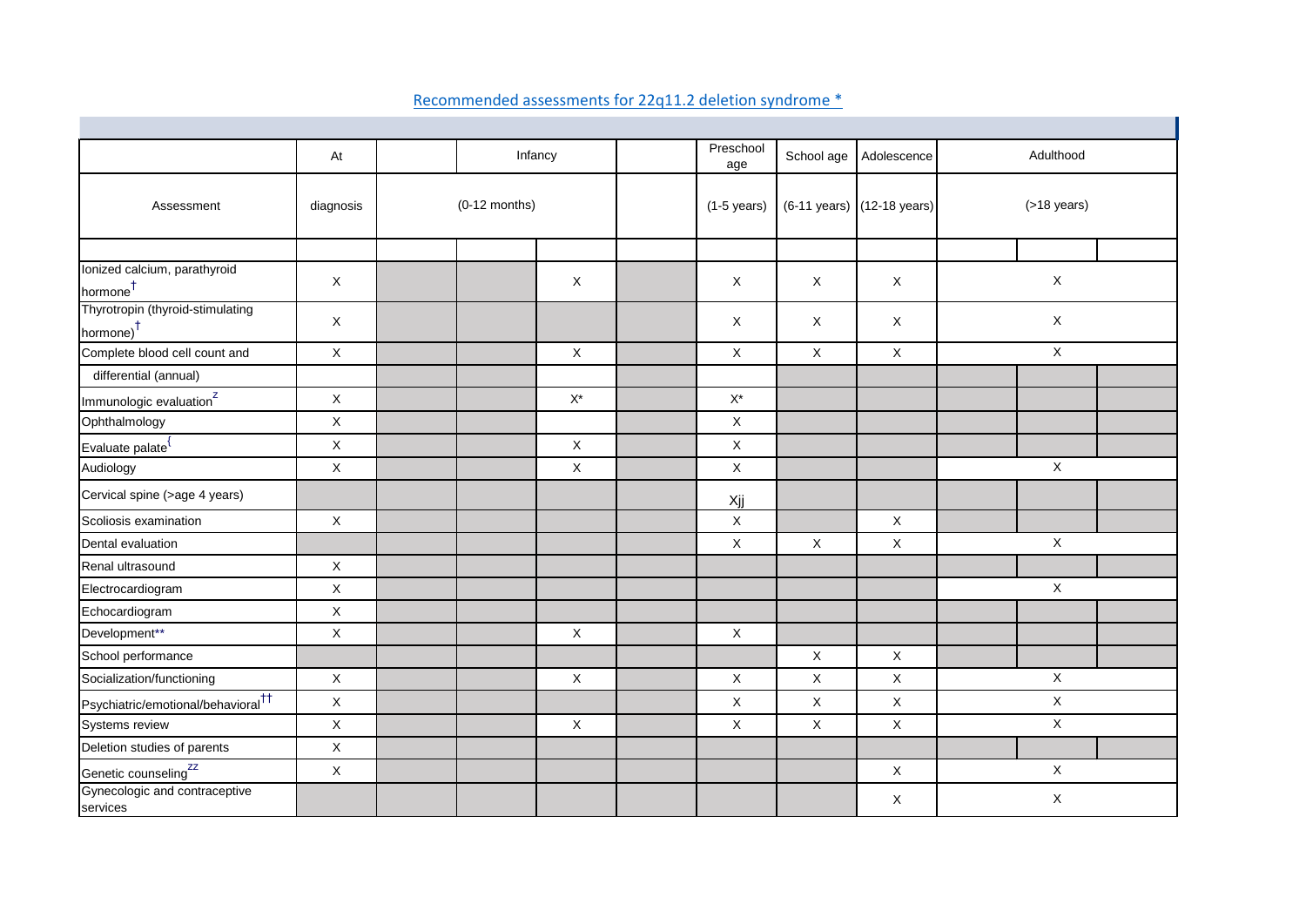## Recommended assessments for 22q11.2 deletion syndrome *

| Assessment | At diagnosis | Infancy (0-12 months) | Preschool age (1-5 years) | School age (6-11 years) | Adolescence (12-18 years) | Adulthood (>18 years) |
|---|---|---|---|---|---|---|
| Ionized calcium, parathyroid hormone[†] | X | X | X | X | X | X |
| Thyrotropin (thyroid-stimulating hormone)[†] | X | | X | X | X | X |
| Complete blood cell count and differential (annual) | X | X | X | X | X | X |
| Immunologic evaluation[z] | X | X* | X* | | | |
| Ophthalmology | X | | X | | | |
| Evaluate palate[{] | X | X | X | | | |
| Audiology | X | X | X | | | X |
| Cervical spine (>age 4 years) | | | Xjj | | | |
| Scoliosis examination | X | | X | | X | |
| Dental evaluation | | | X | X | X | X |
| Renal ultrasound | X | | | | | |
| Electrocardiogram | X | | | | | X |
| Echocardiogram | X | | | | | |
| Development** | X | X | X | | | |
| School performance | | | | X | X | |
| Socialization/functioning | X | X | X | X | X | X |
| Psychiatric/emotional/behavioral[††] | X | | X | X | X | X |
| Systems review | X | X | X | X | X | X |
| Deletion studies of parents | X | | | | | |
| Genetic counseling[zz] | X | | | | X | X |
| Gynecologic and contraceptive services | | | | | X | X |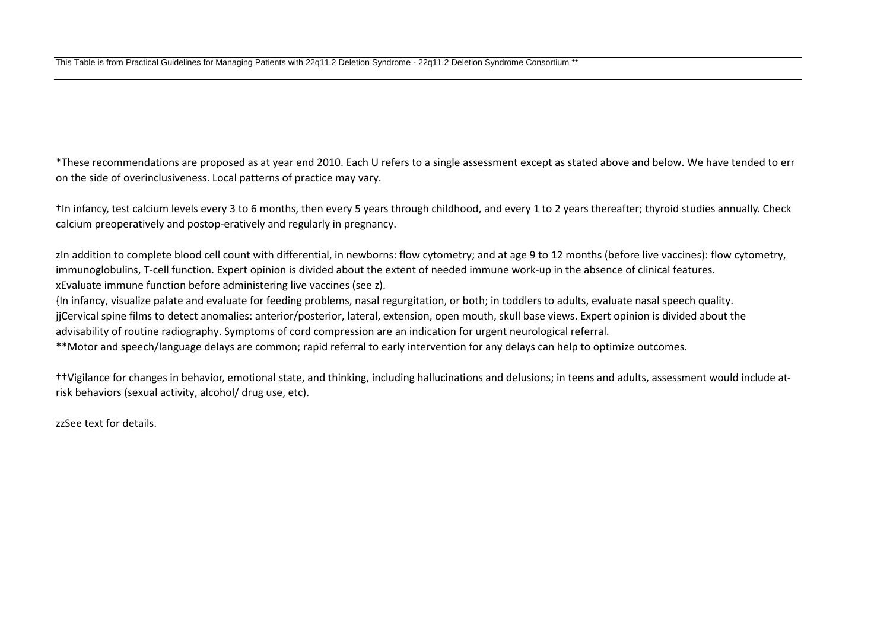*These recommendations are proposed as at year end 2010. Each U refers to a single assessment except as stated above and below. We have tended to err on the side of overinclusiveness. Local patterns of practice may vary.

†In infancy, test calcium levels every 3 to 6 months, then every 5 years through childhood, and every 1 to 2 years thereafter; thyroid studies annually. Check calcium preoperatively and postop-eratively and regularly in pregnancy.

zIn addition to complete blood cell count with differential, in newborns: flow cytometry; and at age 9 to 12 months (before live vaccines): flow cytometry, immunoglobulins, T-cell function. Expert opinion is divided about the extent of needed immune work-up in the absence of clinical features.
xEvaluate immune function before administering live vaccines (see z).
{In infancy, visualize palate and evaluate for feeding problems, nasal regurgitation, or both; in toddlers to adults, evaluate nasal speech quality.
jjCervical spine films to detect anomalies: anterior/posterior, lateral, extension, open mouth, skull base views. Expert opinion is divided about the advisability of routine radiography. Symptoms of cord compression are an indication for urgent neurological referral.
**Motor and speech/language delays are common; rapid referral to early intervention for any delays can help to optimize outcomes.

††Vigilance for changes in behavior, emotional state, and thinking, including hallucinations and delusions; in teens and adults, assessment would include at-risk behaviors (sexual activity, alcohol/ drug use, etc).

zzSee text for details.